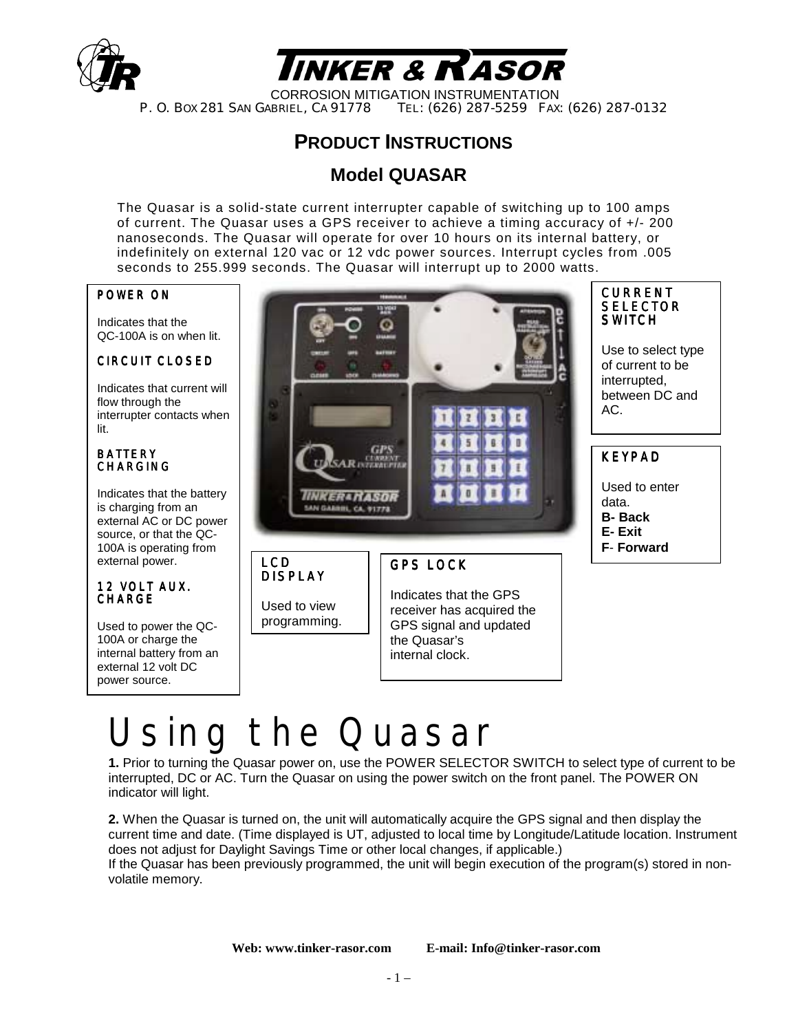# TINKER & RASOR

CORROSION MITIGATION INSTRUMENTATION

P. O. BOX 281 SAN GABRIEL, CA 91778 TEL: (626) 287-5259 FAX: (626) 287-0132

## PRODUCT INSTRUCTIONS

## Model QUASAR

The Quasar is a solid-state current interrupter capable of switching up to 100 amps of current. The Quasar uses a GPS receiver to achieve a timing accuracy of +/- 200 nanoseconds. The Quasar will operate for over 10 hours on its internal battery, or indefinitely on external 120 vac or 12 vdc power sources. Interrupt cycles from .005 seconds to 255.999 seconds. The Quasar will interrupt up to 2000 watts.

**POWER ON**

Indicates that the QC-100A is on when lit.

**CIRCUIT CLOSED**

Indicates that current will flow through the interrupter contacts when lit.

**BATTERY CHARGING**

Indicates that the battery is charging from an external AC or DC power source, or that the QC-100A is operating from external power.

**12 VOLT AUX. CHARGE**

Used to power the QC-100A or charge the internal battery from an external 12 volt DC power source.

**LCD DISPLAY**

Used to view programming.

**GPS LOCK**

Indicates that the GPS receiver has acquired the GPS signal and updated the Quasar's internal clock.

**CURRENT SELECTOR SWITCH**

Use to select type of current to be interrupted, between DC and AC.

**KEYPAD**

Used to enter data.
**B- Back**
**E- Exit**
**F- Forward**

# Using the Quasar

**1.** Prior to turning the Quasar power on, use the POWER SELECTOR SWITCH to select type of current to be interrupted, DC or AC. Turn the Quasar on using the power switch on the front panel. The POWER ON indicator will light.

**2.** When the Quasar is turned on, the unit will automatically acquire the GPS signal and then display the current time and date. (Time displayed is UT, adjusted to local time by Longitude/Latitude location. Instrument does not adjust for Daylight Savings Time or other local changes, if applicable.)
If the Quasar has been previously programmed, the unit will begin execution of the program(s) stored in non-volatile memory.

**Web: www.tinker-rasor.com** **E-mail: Info@tinker-rasor.com**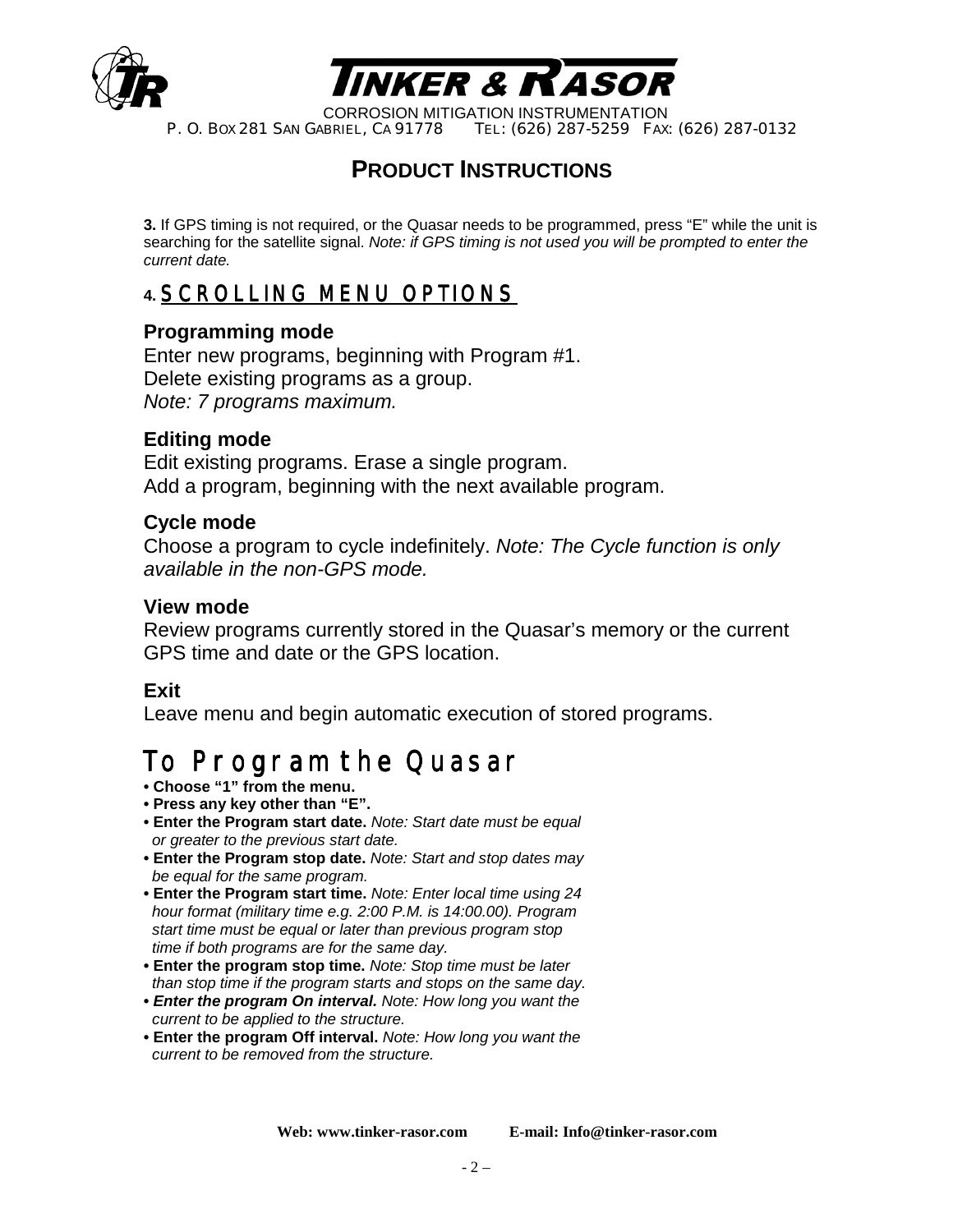## PRODUCT INSTRUCTIONS

**3.** If GPS timing is not required, or the Quasar needs to be programmed, press "E" while the unit is searching for the satellite signal. *Note: if GPS timing is not used you will be prompted to enter the current date.*

### 4. SCROLLING MENU OPTIONS

**Programming mode**
Enter new programs, beginning with Program #1.
Delete existing programs as a group.
*Note: 7 programs maximum.*

**Editing mode**
Edit existing programs. Erase a single program.
Add a program, beginning with the next available program.

**Cycle mode**
Choose a program to cycle indefinitely. *Note: The Cycle function is only available in the non-GPS mode.*

**View mode**
Review programs currently stored in the Quasar's memory or the current GPS time and date or the GPS location.

**Exit**
Leave menu and begin automatic execution of stored programs.

## To Program the Quasar

- **Choose "1" from the menu.**
- **Press any key other than "E".**
- **Enter the Program start date.** *Note: Start date must be equal or greater to the previous start date.*
- **Enter the Program stop date.** *Note: Start and stop dates may be equal for the same program.*
- **Enter the Program start time.** *Note: Enter local time using 24 hour format (military time e.g. 2:00 P.M. is 14:00.00). Program start time must be equal or later than previous program stop time if both programs are for the same day.*
- **Enter the program stop time.** *Note: Stop time must be later than stop time if the program starts and stops on the same day.*
- ***Enter the program On interval.*** *Note: How long you want the current to be applied to the structure.*
- **Enter the program Off interval.** *Note: How long you want the current to be removed from the structure.*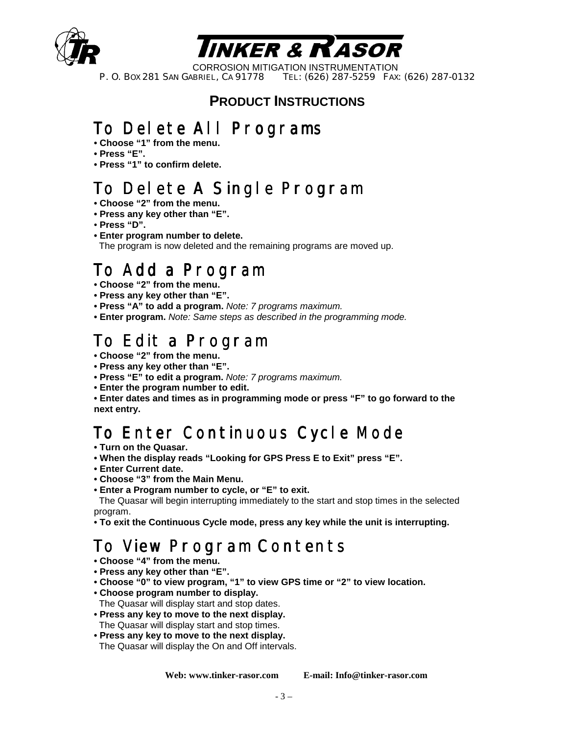**PRODUCT INSTRUCTIONS**

## To Delete All Programs

- **Choose "1" from the menu.**
- **Press "E".**
- **Press "1" to confirm delete.**

## To Delete A Single Program

- **Choose "2" from the menu.**
- **Press any key other than "E".**
- **Press "D".**
- **Enter program number to delete.**
  The program is now deleted and the remaining programs are moved up.

## To Add a Program

- **Choose "2" from the menu.**
- **Press any key other than "E".**
- **Press "A" to add a program.** *Note: 7 programs maximum.*
- **Enter program.** *Note: Same steps as described in the programming mode.*

## To Edit a Program

- **Choose "2" from the menu.**
- **Press any key other than "E".**
- **Press "E" to edit a program.** *Note: 7 programs maximum.*
- **Enter the program number to edit.**
- **Enter dates and times as in programming mode or press "F" to go forward to the next entry.**

## To Enter Continuous Cycle Mode

- **Turn on the Quasar.**
- **When the display reads "Looking for GPS Press E to Exit" press "E".**
- **Enter Current date.**
- **Choose "3" from the Main Menu.**
- **Enter a Program number to cycle, or "E" to exit.**
  The Quasar will begin interrupting immediately to the start and stop times in the selected program.
- **To exit the Continuous Cycle mode, press any key while the unit is interrupting.**

## To View Program Contents

- **Choose "4" from the menu.**
- **Press any key other than "E".**
- **Choose "0" to view program, "1" to view GPS time or "2" to view location.**
- **Choose program number to display.**
  The Quasar will display start and stop dates.
- **Press any key to move to the next display.**
  The Quasar will display start and stop times.
- **Press any key to move to the next display.**
  The Quasar will display the On and Off intervals.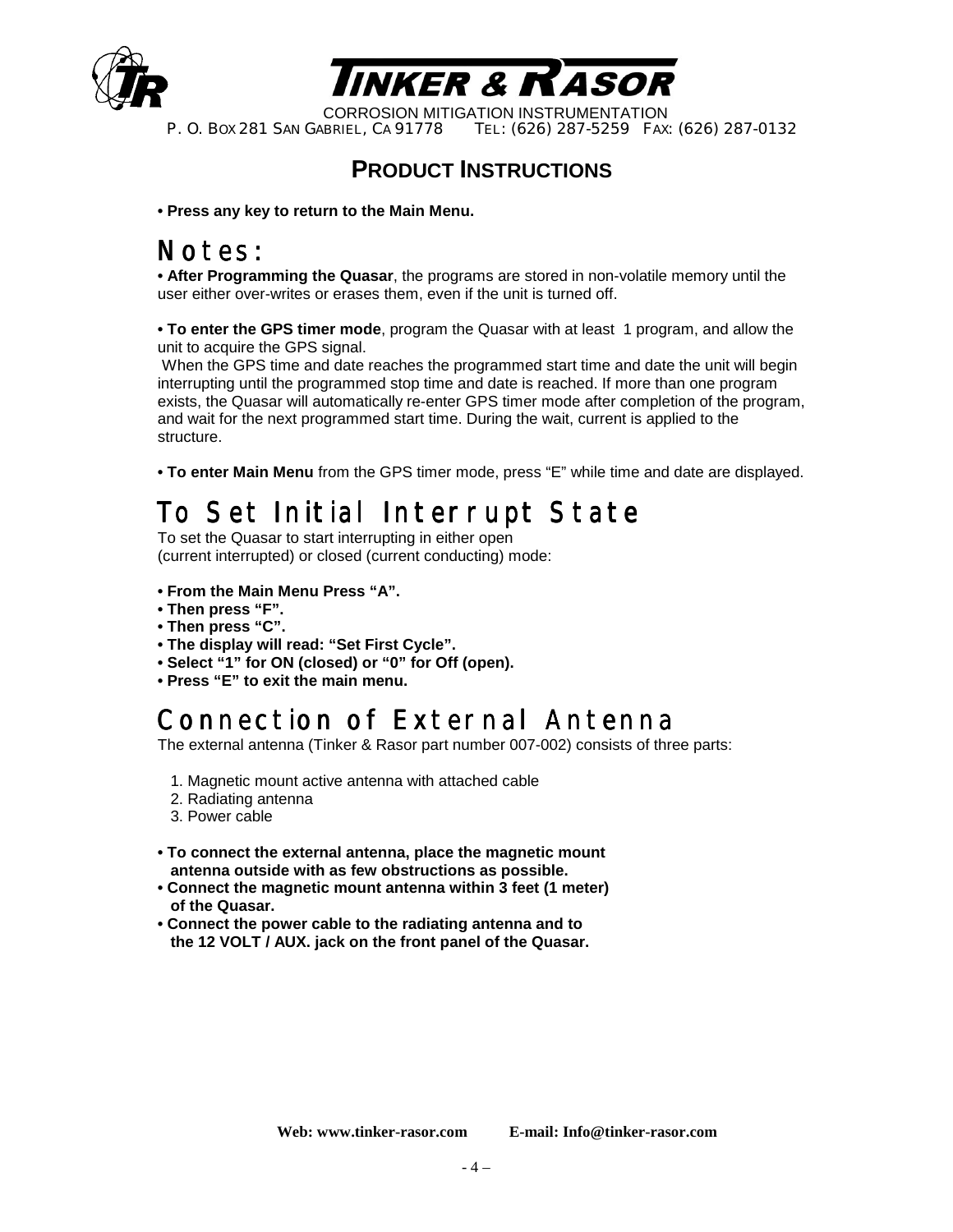## PRODUCT INSTRUCTIONS

- **Press any key to return to the Main Menu.**

# Notes:

- **After Programming the Quasar**, the programs are stored in non-volatile memory until the user either over-writes or erases them, even if the unit is turned off.

- **To enter the GPS timer mode**, program the Quasar with at least 1 program, and allow the unit to acquire the GPS signal.
  When the GPS time and date reaches the programmed start time and date the unit will begin interrupting until the programmed stop time and date is reached. If more than one program exists, the Quasar will automatically re-enter GPS timer mode after completion of the program, and wait for the next programmed start time. During the wait, current is applied to the structure.

- **To enter Main Menu** from the GPS timer mode, press "E" while time and date are displayed.

# To Set Initial Interrupt State

To set the Quasar to start interrupting in either open
(current interrupted) or closed (current conducting) mode:

- **From the Main Menu Press "A".**
- **Then press "F".**
- **Then press "C".**
- **The display will read: "Set First Cycle".**
- **Select "1" for ON (closed) or "0" for Off (open).**
- **Press "E" to exit the main menu.**

# Connection of External Antenna

The external antenna (Tinker & Rasor part number 007-002) consists of three parts:

1. Magnetic mount active antenna with attached cable
2. Radiating antenna
3. Power cable

- **To connect the external antenna, place the magnetic mount antenna outside with as few obstructions as possible.**
- **Connect the magnetic mount antenna within 3 feet (1 meter) of the Quasar.**
- **Connect the power cable to the radiating antenna and to the 12 VOLT / AUX. jack on the front panel of the Quasar.**